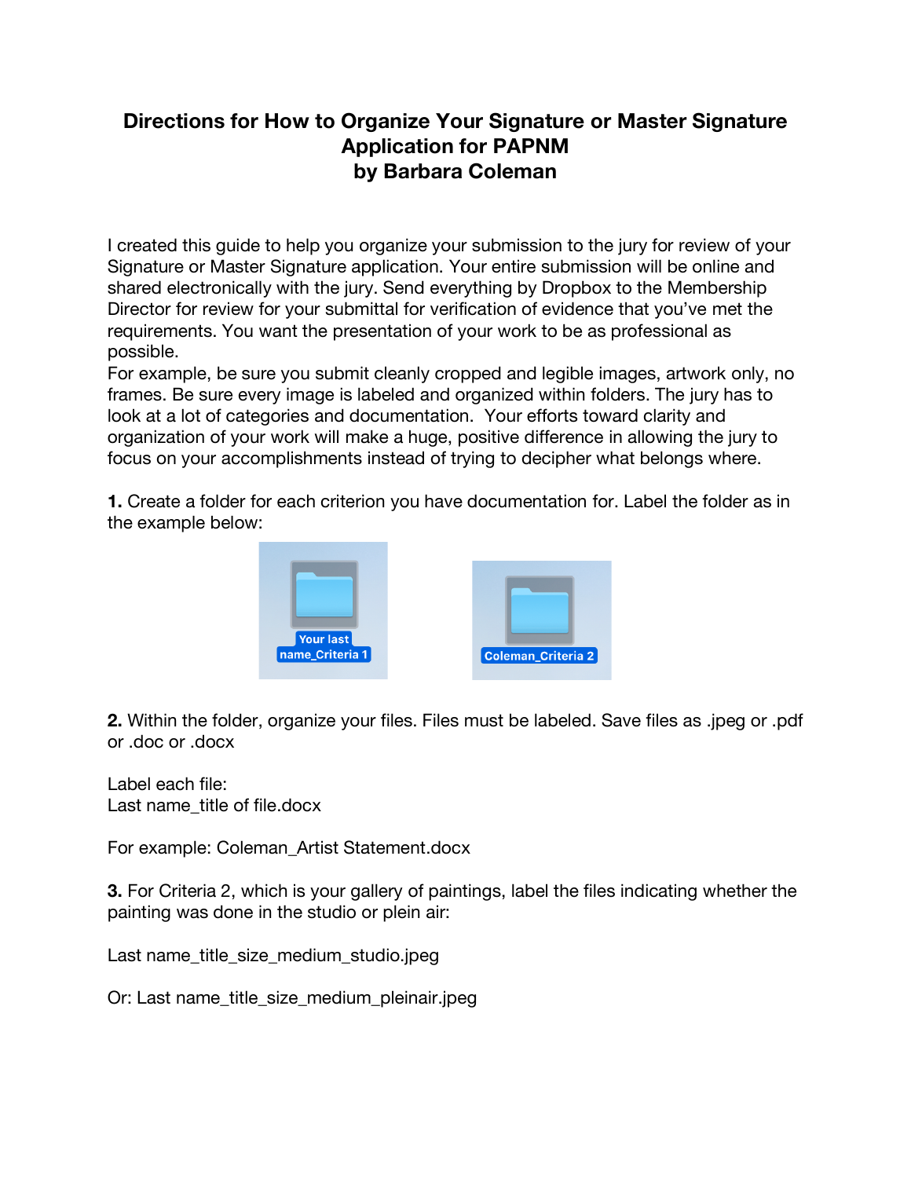# Directions for How to Organize Your Signature or Master Signature Application for PAPNM
## by Barbara Coleman

I created this guide to help you organize your submission to the jury for review of your Signature or Master Signature application. Your entire submission will be online and shared electronically with the jury. Send everything by Dropbox to the Membership Director for review for your submittal for verification of evidence that you've met the requirements. You want the presentation of your work to be as professional as possible.
For example, be sure you submit cleanly cropped and legible images, artwork only, no frames. Be sure every image is labeled and organized within folders. The jury has to look at a lot of categories and documentation. Your efforts toward clarity and organization of your work will make a huge, positive difference in allowing the jury to focus on your accomplishments instead of trying to decipher what belongs where.

**1.** Create a folder for each criterion you have documentation for. Label the folder as in the example below:

Your last name_Criteria 1

Coleman_Criteria 2

**2.** Within the folder, organize your files. Files must be labeled. Save files as .jpeg or .pdf or .doc or .docx

Label each file:
Last name_title of file.docx

For example: Coleman_Artist Statement.docx

**3.** For Criteria 2, which is your gallery of paintings, label the files indicating whether the painting was done in the studio or plein air:

Last name_title_size_medium_studio.jpeg

Or: Last name_title_size_medium_pleinair.jpeg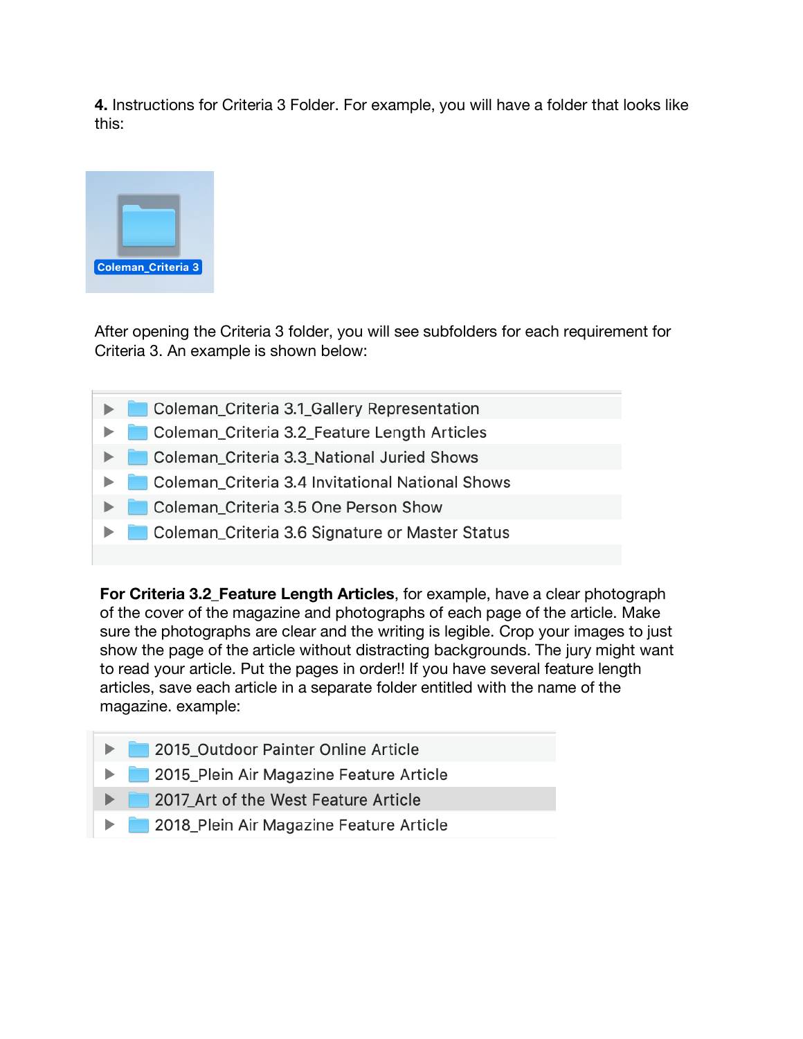**4.** Instructions for Criteria 3 Folder. For example, you will have a folder that looks like this:

Coleman_Criteria 3

After opening the Criteria 3 folder, you will see subfolders for each requirement for Criteria 3. An example is shown below:

- Coleman_Criteria 3.1_Gallery Representation
- Coleman_Criteria 3.2_Feature Length Articles
- Coleman_Criteria 3.3_National Juried Shows
- Coleman_Criteria 3.4 Invitational National Shows
- Coleman_Criteria 3.5 One Person Show
- Coleman_Criteria 3.6 Signature or Master Status

**For Criteria 3.2_Feature Length Articles**, for example, have a clear photograph of the cover of the magazine and photographs of each page of the article. Make sure the photographs are clear and the writing is legible. Crop your images to just show the page of the article without distracting backgrounds. The jury might want to read your article. Put the pages in order!! If you have several feature length articles, save each article in a separate folder entitled with the name of the magazine. example:

- 2015_Outdoor Painter Online Article
- 2015_Plein Air Magazine Feature Article
- 2017_Art of the West Feature Article
- 2018_Plein Air Magazine Feature Article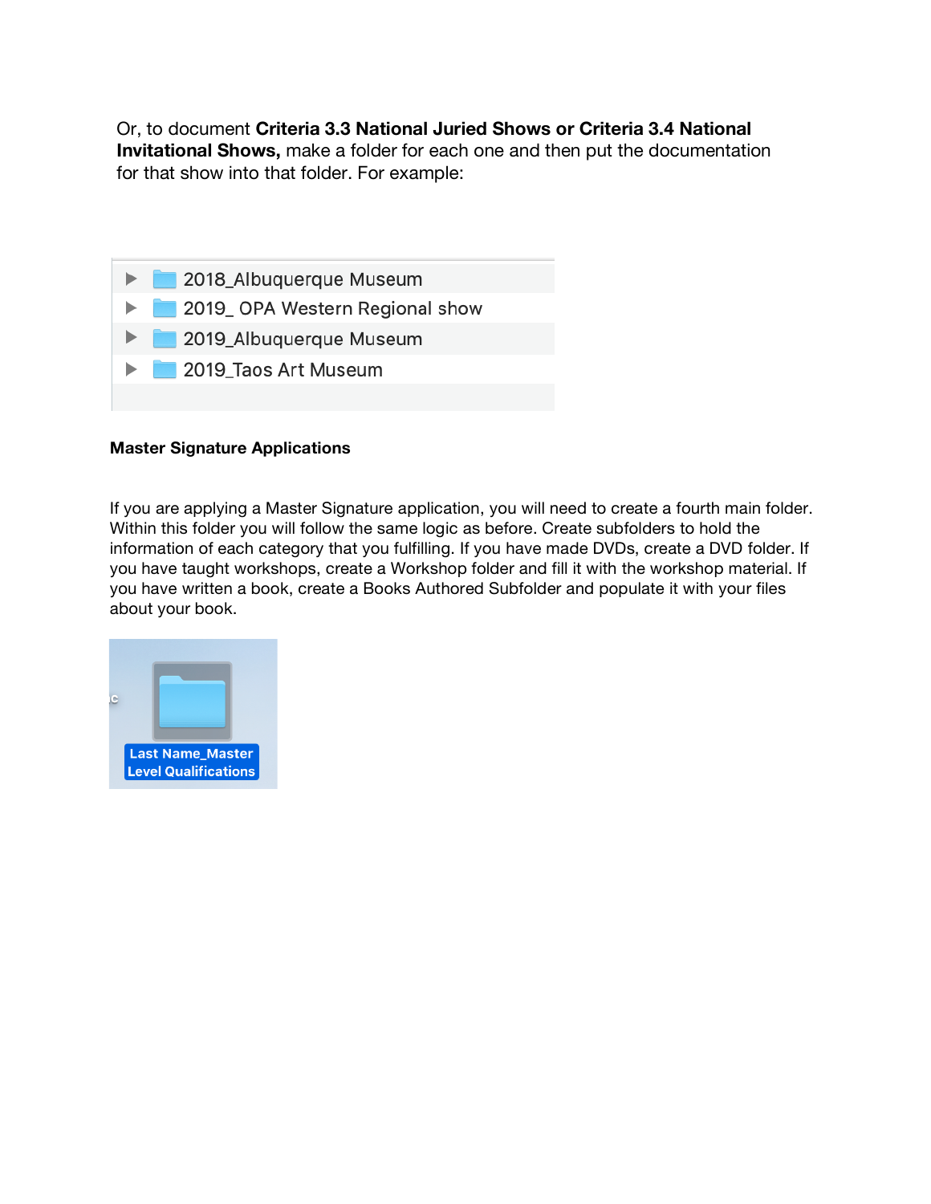Or, to document **Criteria 3.3 National Juried Shows or Criteria 3.4 National Invitational Shows,** make a folder for each one and then put the documentation for that show into that folder. For example:

2018_Albuquerque Museum
2019_ OPA Western Regional show
2019_Albuquerque Museum
2019_Taos Art Museum

**Master Signature Applications**

If you are applying a Master Signature application, you will need to create a fourth main folder. Within this folder you will follow the same logic as before. Create subfolders to hold the information of each category that you fulfilling. If you have made DVDs, create a DVD folder. If you have taught workshops, create a Workshop folder and fill it with the workshop material. If you have written a book, create a Books Authored Subfolder and populate it with your files about your book.

Last Name_Master Level Qualifications